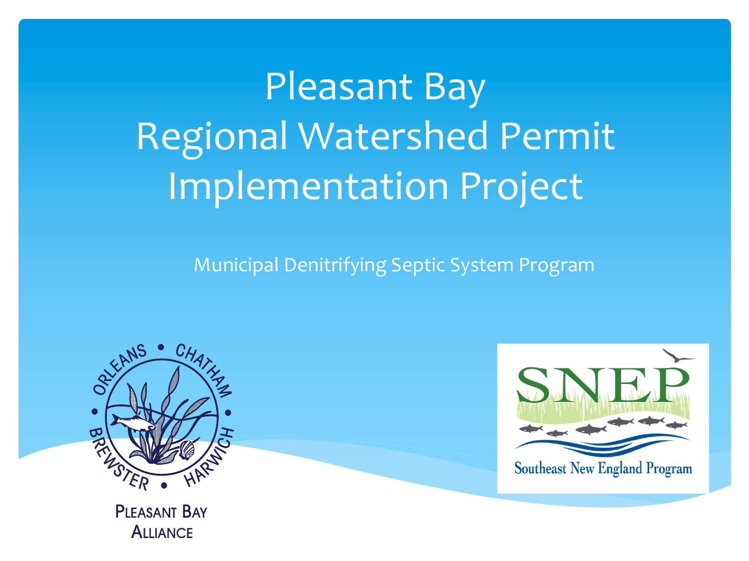# Pleasant Bay Regional Watershed Permit Implementation Project

Municipal Denitrifying Septic System Program

Pleasant Bay Alliance

Southeast New England Program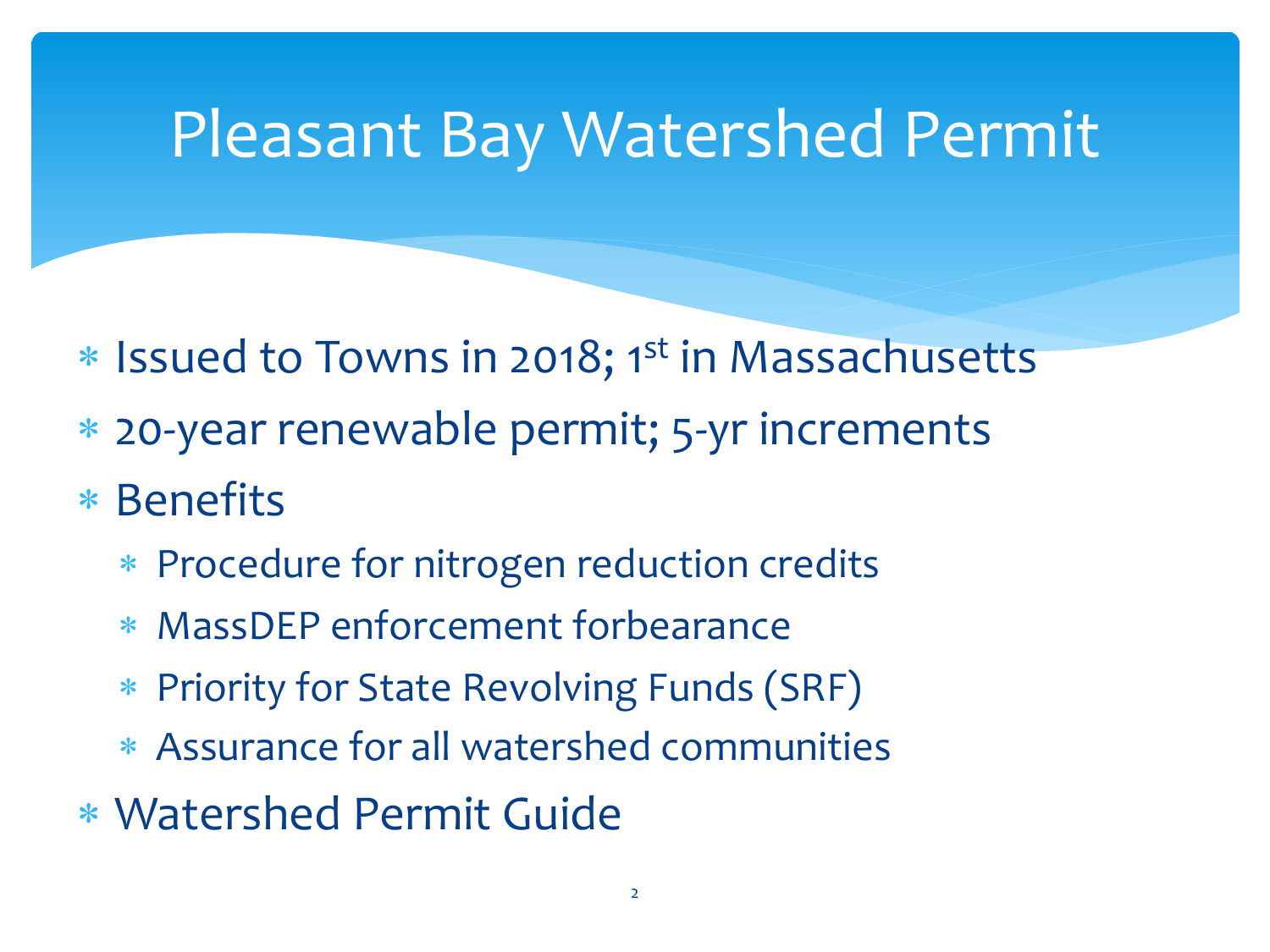# Pleasant Bay Watershed Permit

- Issued to Towns in 2018; 1st in Massachusetts
- 20-year renewable permit; 5-yr increments
- Benefits
  - Procedure for nitrogen reduction credits
  - MassDEP enforcement forbearance
  - Priority for State Revolving Funds (SRF)
  - Assurance for all watershed communities
- Watershed Permit Guide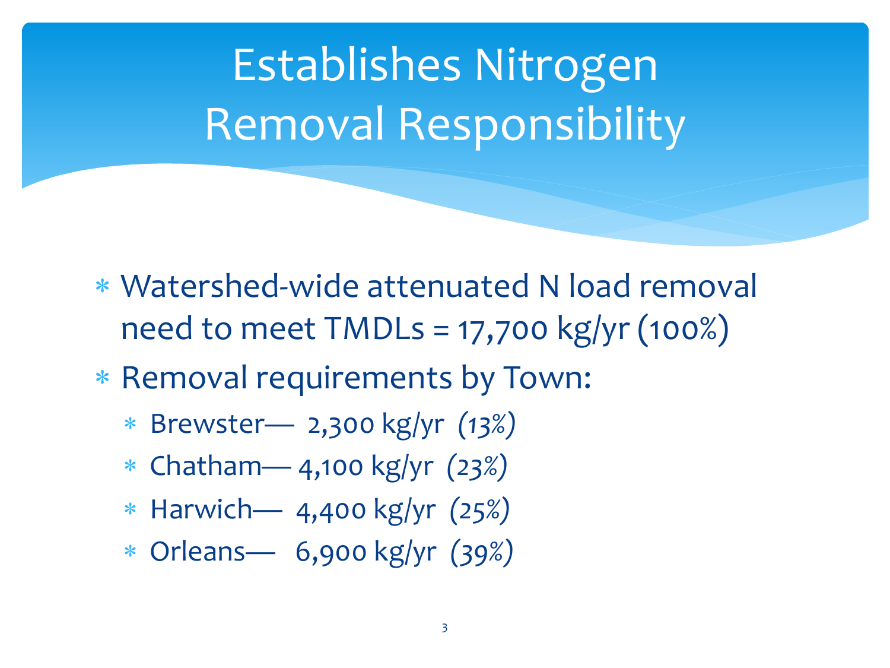# Establishes Nitrogen Removal Responsibility

- Watershed-wide attenuated N load removal need to meet TMDLs = 17,700 kg/yr (100%)
- Removal requirements by Town:
  - Brewster— 2,300 kg/yr *(13%)*
  - Chatham— 4,100 kg/yr *(23%)*
  - Harwich— 4,400 kg/yr *(25%)*
  - Orleans— 6,900 kg/yr *(39%)*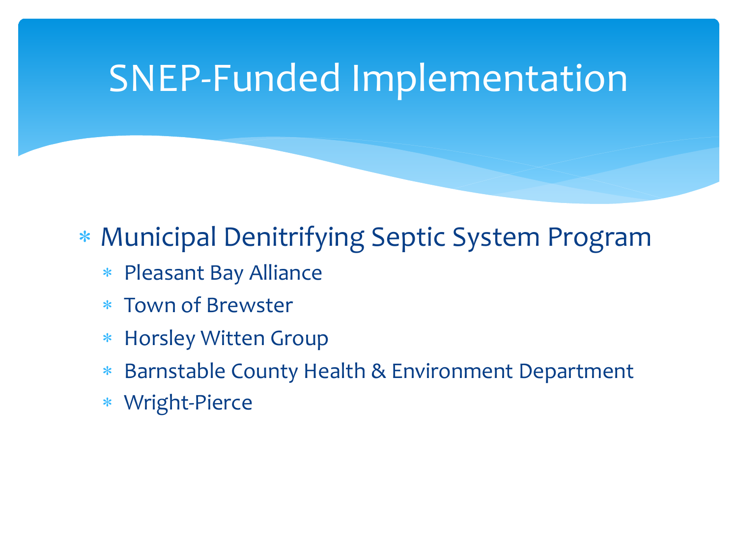# SNEP-Funded Implementation

- Municipal Denitrifying Septic System Program
  - Pleasant Bay Alliance
  - Town of Brewster
  - Horsley Witten Group
  - Barnstable County Health & Environment Department
  - Wright-Pierce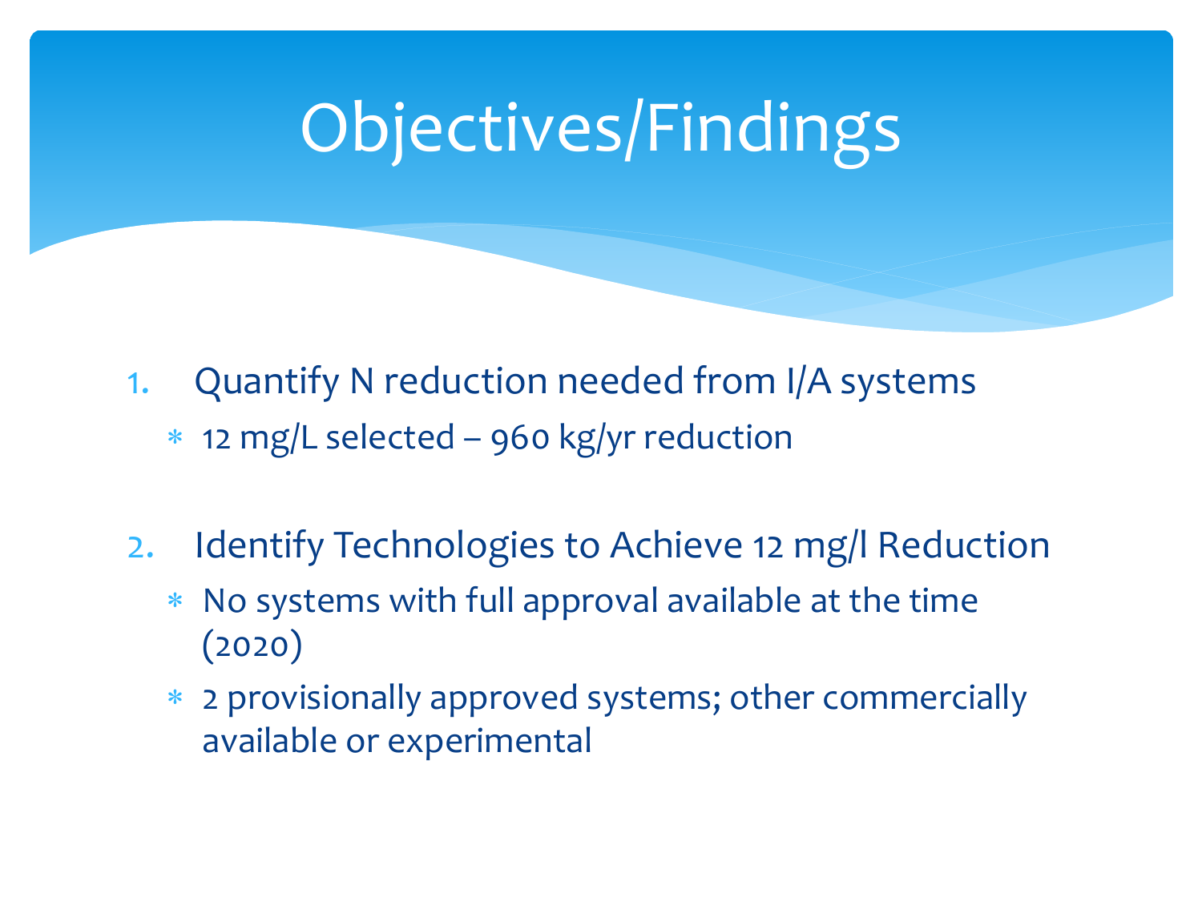# Objectives/Findings

1. Quantify N reduction needed from I/A systems
   * 12 mg/L selected – 960 kg/yr reduction

2. Identify Technologies to Achieve 12 mg/l Reduction
   * No systems with full approval available at the time (2020)
   * 2 provisionally approved systems; other commercially available or experimental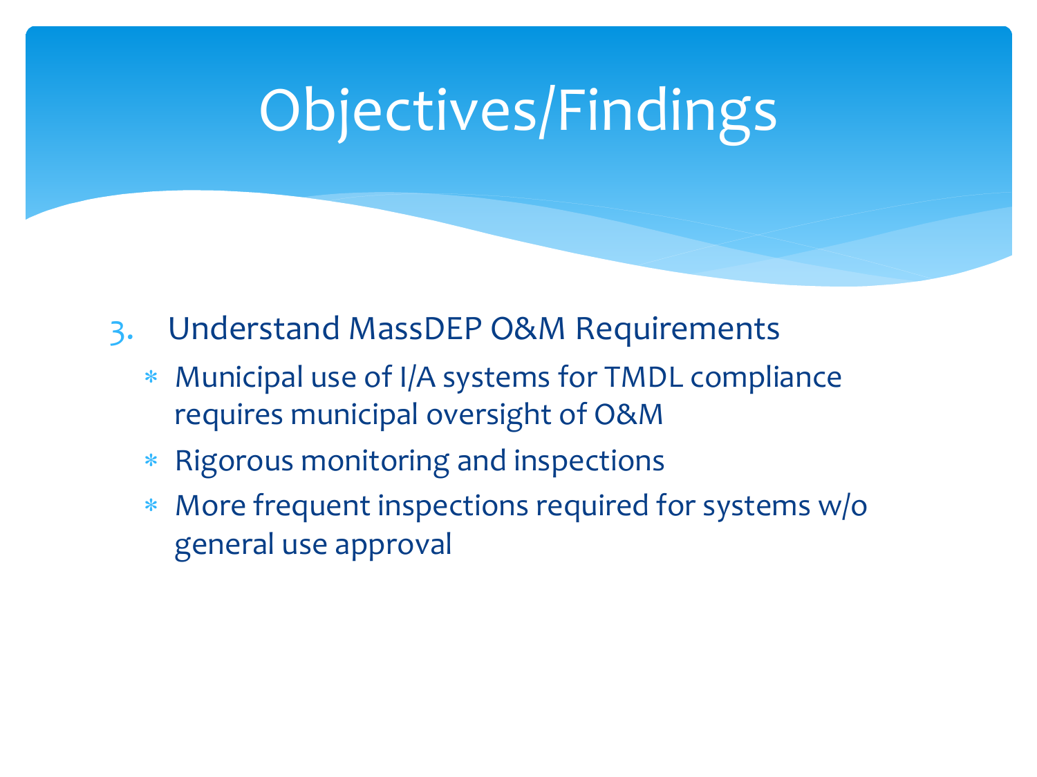# Objectives/Findings

3. Understand MassDEP O&M Requirements
   - Municipal use of I/A systems for TMDL compliance requires municipal oversight of O&M
   - Rigorous monitoring and inspections
   - More frequent inspections required for systems w/o general use approval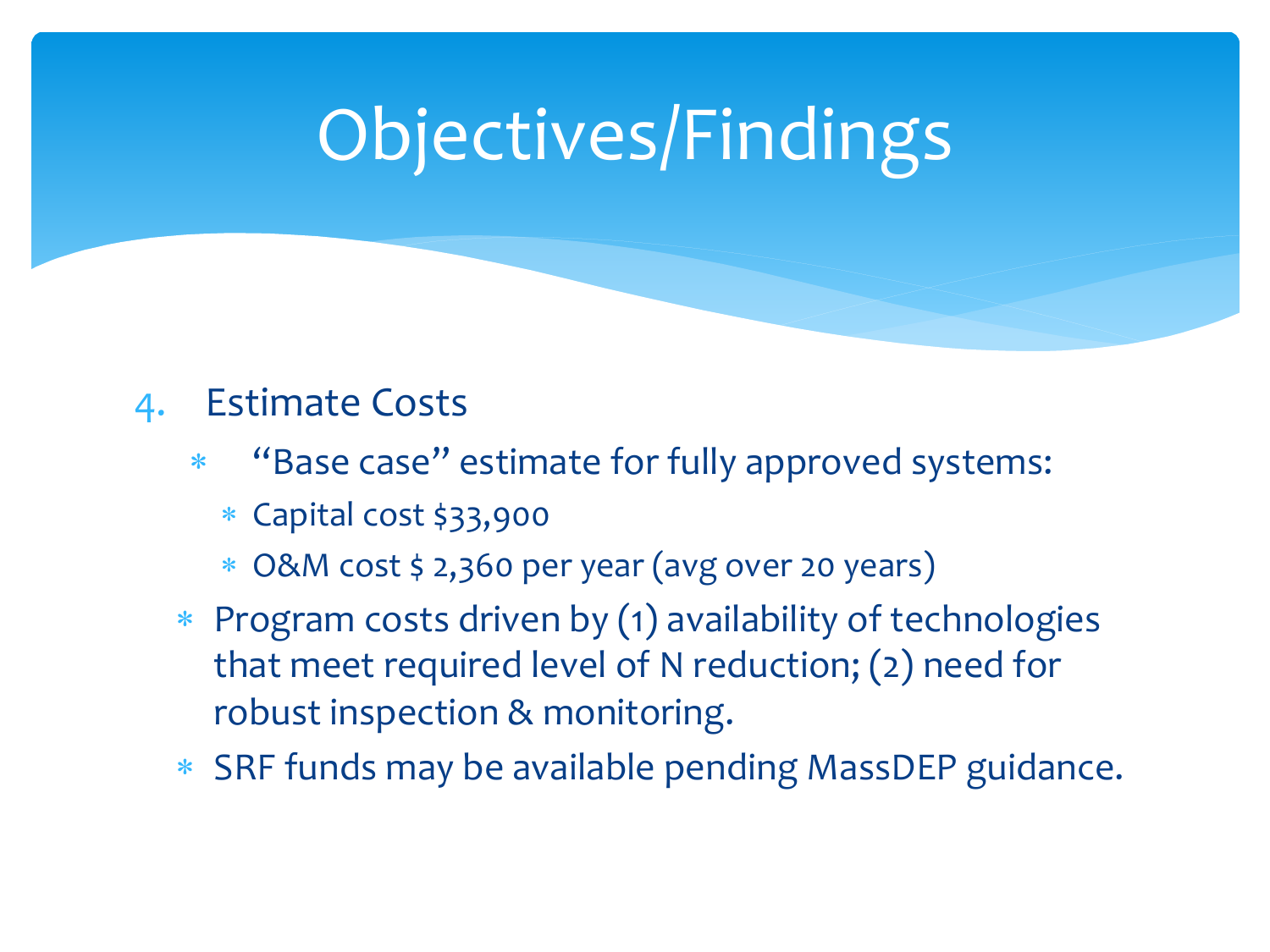# Objectives/Findings

4. Estimate Costs
   - "Base case" estimate for fully approved systems:
     - Capital cost $33,900
     - O&M cost $ 2,360 per year (avg over 20 years)
   - Program costs driven by (1) availability of technologies that meet required level of N reduction; (2) need for robust inspection & monitoring.
   - SRF funds may be available pending MassDEP guidance.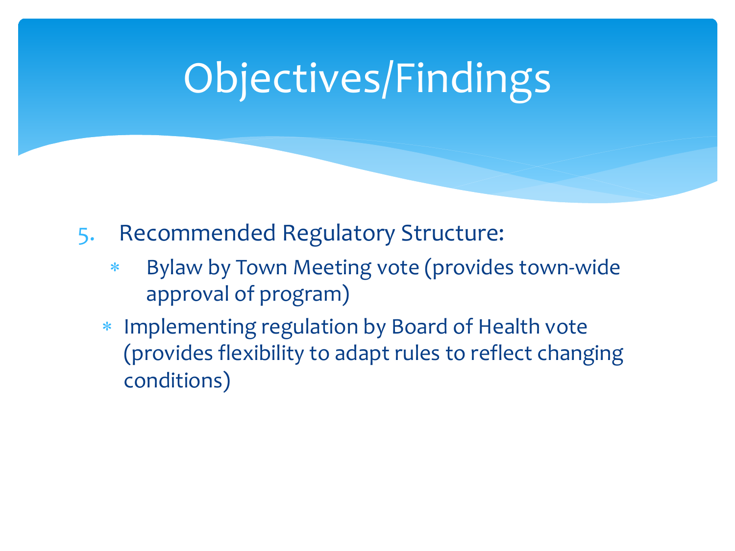# Objectives/Findings

5. Recommended Regulatory Structure:
   - Bylaw by Town Meeting vote (provides town-wide approval of program)
   - Implementing regulation by Board of Health vote (provides flexibility to adapt rules to reflect changing conditions)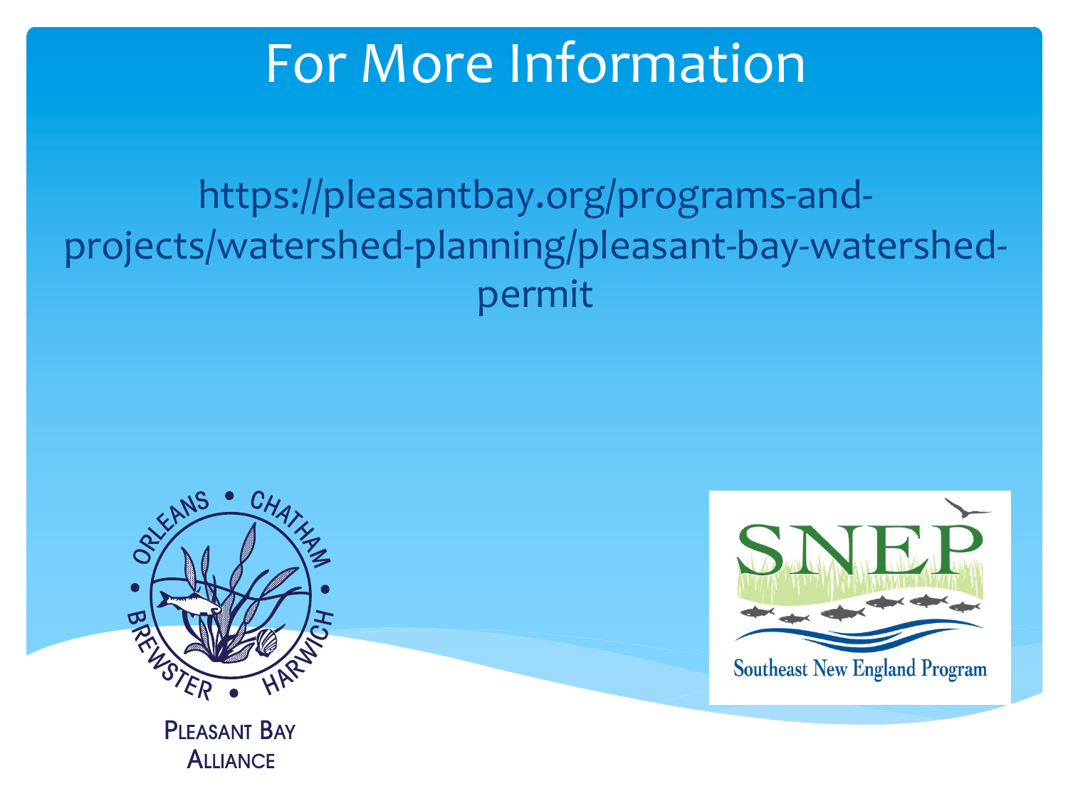# For More Information

https://pleasantbay.org/programs-and-projects/watershed-planning/pleasant-bay-watershed-permit

ORLEANS • CHATHAM • HARWICH • BREWSTER

PLEASANT BAY ALLIANCE

SNEP

Southeast New England Program